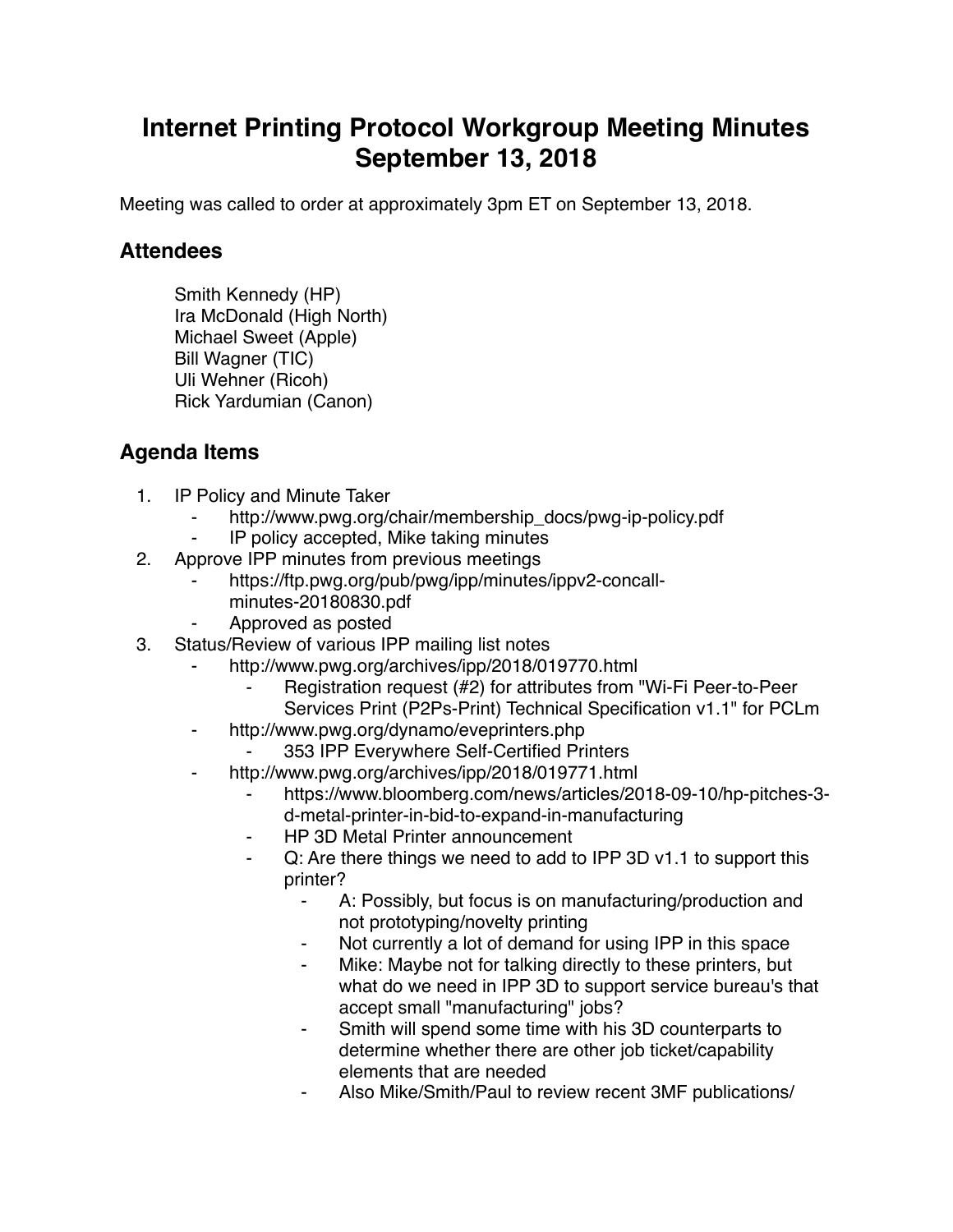# Internet Printing Protocol Workgroup Meeting Minutes September 13, 2018

Meeting was called to order at approximately 3pm ET on September 13, 2018.

## Attendees

Smith Kennedy (HP)
Ira McDonald (High North)
Michael Sweet (Apple)
Bill Wagner (TIC)
Uli Wehner (Ricoh)
Rick Yardumian (Canon)

## Agenda Items

1. IP Policy and Minute Taker
    - http://www.pwg.org/chair/membership_docs/pwg-ip-policy.pdf
    - IP policy accepted, Mike taking minutes
2. Approve IPP minutes from previous meetings
    - https://ftp.pwg.org/pub/pwg/ipp/minutes/ippv2-concall-minutes-20180830.pdf
    - Approved as posted
3. Status/Review of various IPP mailing list notes
    - http://www.pwg.org/archives/ipp/2018/019770.html
        - Registration request (#2) for attributes from "Wi-Fi Peer-to-Peer Services Print (P2Ps-Print) Technical Specification v1.1" for PCLm
    - http://www.pwg.org/dynamo/eveprinters.php
        - 353 IPP Everywhere Self-Certified Printers
    - http://www.pwg.org/archives/ipp/2018/019771.html
        - https://www.bloomberg.com/news/articles/2018-09-10/hp-pitches-3-d-metal-printer-in-bid-to-expand-in-manufacturing
        - HP 3D Metal Printer announcement
        - Q: Are there things we need to add to IPP 3D v1.1 to support this printer?
            - A: Possibly, but focus is on manufacturing/production and not prototyping/novelty printing
            - Not currently a lot of demand for using IPP in this space
            - Mike: Maybe not for talking directly to these printers, but what do we need in IPP 3D to support service bureau's that accept small "manufacturing" jobs?
            - Smith will spend some time with his 3D counterparts to determine whether there are other job ticket/capability elements that are needed
            - Also Mike/Smith/Paul to review recent 3MF publications/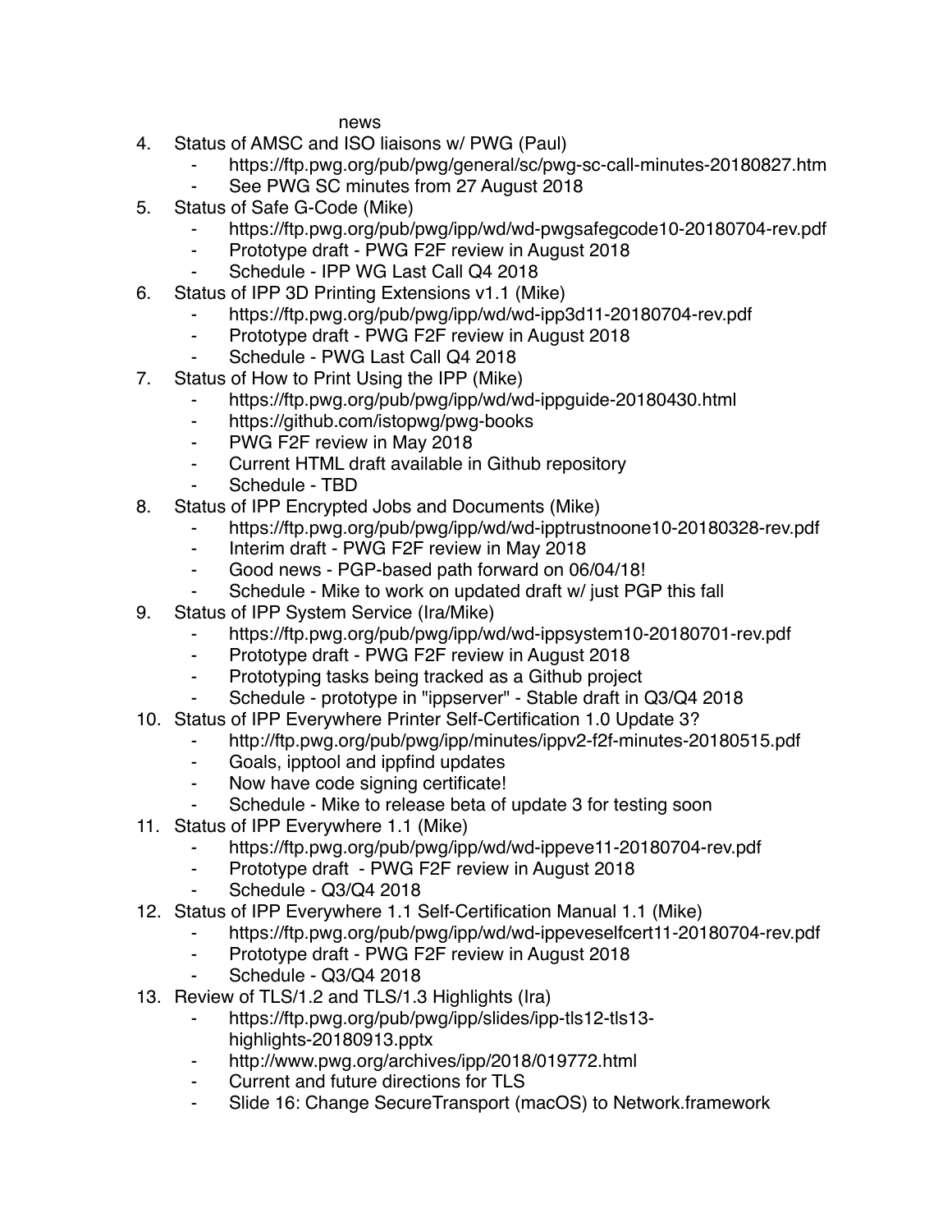news

4. Status of AMSC and ISO liaisons w/ PWG (Paul)
    - https://ftp.pwg.org/pub/pwg/general/sc/pwg-sc-call-minutes-20180827.htm
    - See PWG SC minutes from 27 August 2018
5. Status of Safe G-Code (Mike)
    - https://ftp.pwg.org/pub/pwg/ipp/wd/wd-pwgsafegcode10-20180704-rev.pdf
    - Prototype draft - PWG F2F review in August 2018
    - Schedule - IPP WG Last Call Q4 2018
6. Status of IPP 3D Printing Extensions v1.1 (Mike)
    - https://ftp.pwg.org/pub/pwg/ipp/wd/wd-ipp3d11-20180704-rev.pdf
    - Prototype draft - PWG F2F review in August 2018
    - Schedule - PWG Last Call Q4 2018
7. Status of How to Print Using the IPP (Mike)
    - https://ftp.pwg.org/pub/pwg/ipp/wd/wd-ippguide-20180430.html
    - https://github.com/istopwg/pwg-books
    - PWG F2F review in May 2018
    - Current HTML draft available in Github repository
    - Schedule - TBD
8. Status of IPP Encrypted Jobs and Documents (Mike)
    - https://ftp.pwg.org/pub/pwg/ipp/wd/wd-ipptrustnoone10-20180328-rev.pdf
    - Interim draft - PWG F2F review in May 2018
    - Good news - PGP-based path forward on 06/04/18!
    - Schedule - Mike to work on updated draft w/ just PGP this fall
9. Status of IPP System Service (Ira/Mike)
    - https://ftp.pwg.org/pub/pwg/ipp/wd/wd-ippsystem10-20180701-rev.pdf
    - Prototype draft - PWG F2F review in August 2018
    - Prototyping tasks being tracked as a Github project
    - Schedule - prototype in "ippserver" - Stable draft in Q3/Q4 2018
10. Status of IPP Everywhere Printer Self-Certification 1.0 Update 3?
    - http://ftp.pwg.org/pub/pwg/ipp/minutes/ippv2-f2f-minutes-20180515.pdf
    - Goals, ipptool and ippfind updates
    - Now have code signing certificate!
    - Schedule - Mike to release beta of update 3 for testing soon
11. Status of IPP Everywhere 1.1 (Mike)
    - https://ftp.pwg.org/pub/pwg/ipp/wd/wd-ippeve11-20180704-rev.pdf
    - Prototype draft - PWG F2F review in August 2018
    - Schedule - Q3/Q4 2018
12. Status of IPP Everywhere 1.1 Self-Certification Manual 1.1 (Mike)
    - https://ftp.pwg.org/pub/pwg/ipp/wd/wd-ippeveselfcert11-20180704-rev.pdf
    - Prototype draft - PWG F2F review in August 2018
    - Schedule - Q3/Q4 2018
13. Review of TLS/1.2 and TLS/1.3 Highlights (Ira)
    - https://ftp.pwg.org/pub/pwg/ipp/slides/ipp-tls12-tls13-highlights-20180913.pptx
    - http://www.pwg.org/archives/ipp/2018/019772.html
    - Current and future directions for TLS
    - Slide 16: Change SecureTransport (macOS) to Network.framework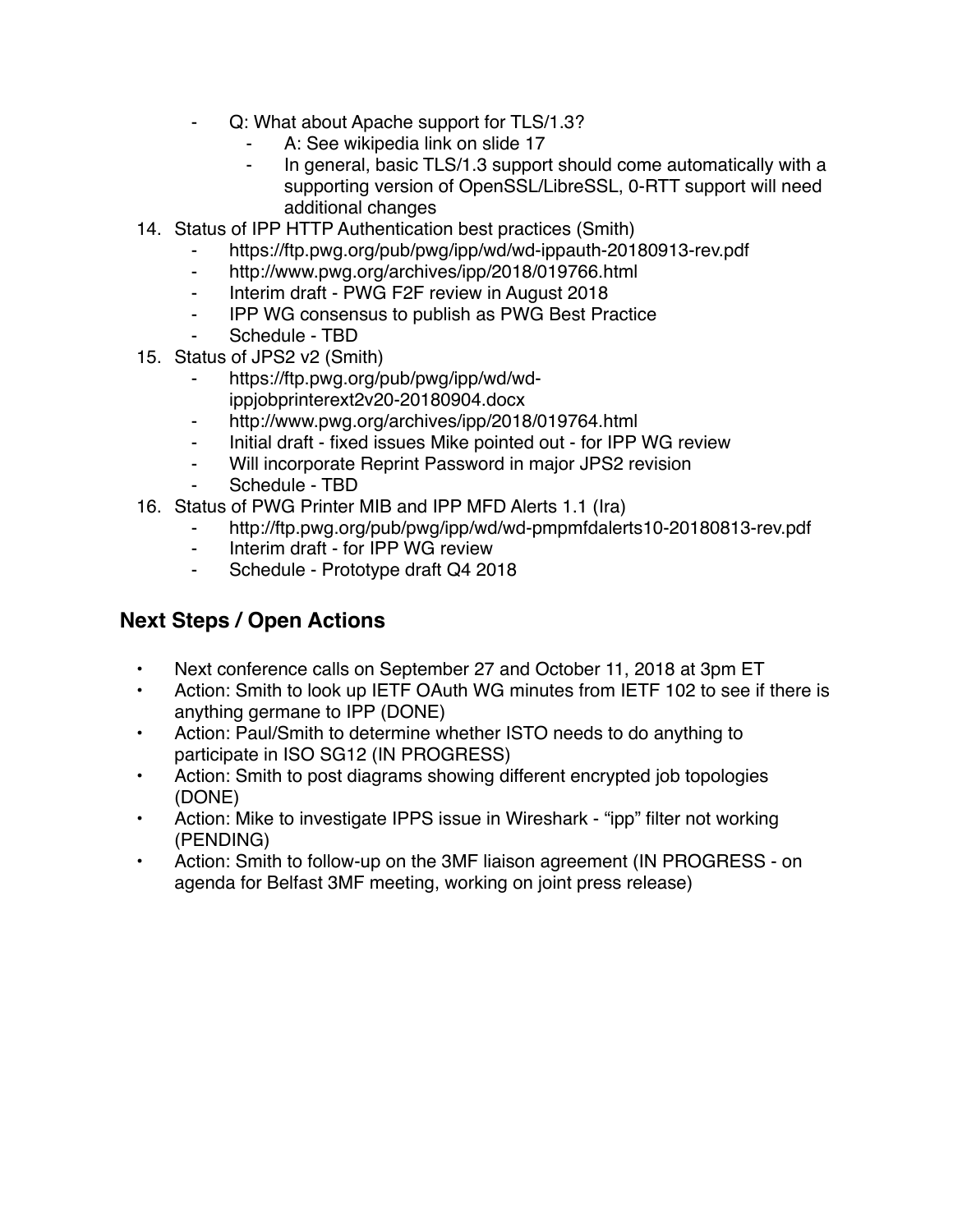- Q: What about Apache support for TLS/1.3?
    - A: See wikipedia link on slide 17
    - In general, basic TLS/1.3 support should come automatically with a supporting version of OpenSSL/LibreSSL, 0-RTT support will need additional changes

14. Status of IPP HTTP Authentication best practices (Smith)
    - https://ftp.pwg.org/pub/pwg/ipp/wd/wd-ippauth-20180913-rev.pdf
    - http://www.pwg.org/archives/ipp/2018/019766.html
    - Interim draft - PWG F2F review in August 2018
    - IPP WG consensus to publish as PWG Best Practice
    - Schedule - TBD
15. Status of JPS2 v2 (Smith)
    - https://ftp.pwg.org/pub/pwg/ipp/wd/wd-ippjobprinterext2v20-20180904.docx
    - http://www.pwg.org/archives/ipp/2018/019764.html
    - Initial draft - fixed issues Mike pointed out - for IPP WG review
    - Will incorporate Reprint Password in major JPS2 revision
    - Schedule - TBD
16. Status of PWG Printer MIB and IPP MFD Alerts 1.1 (Ira)
    - http://ftp.pwg.org/pub/pwg/ipp/wd/wd-pmpmfdalerts10-20180813-rev.pdf
    - Interim draft - for IPP WG review
    - Schedule - Prototype draft Q4 2018

## Next Steps / Open Actions

- Next conference calls on September 27 and October 11, 2018 at 3pm ET
- Action: Smith to look up IETF OAuth WG minutes from IETF 102 to see if there is anything germane to IPP (DONE)
- Action: Paul/Smith to determine whether ISTO needs to do anything to participate in ISO SG12 (IN PROGRESS)
- Action: Smith to post diagrams showing different encrypted job topologies (DONE)
- Action: Mike to investigate IPPS issue in Wireshark - "ipp" filter not working (PENDING)
- Action: Smith to follow-up on the 3MF liaison agreement (IN PROGRESS - on agenda for Belfast 3MF meeting, working on joint press release)